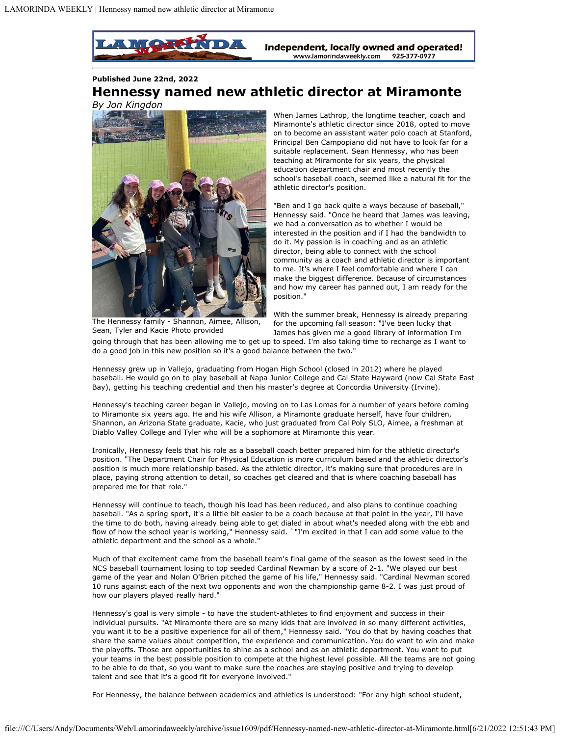Published June 22nd, 2022

# Hennessy named new athletic director at Miramonte

*By Jon Kingdon*

The Hennessy family - Shannon, Aimee, Allison, Sean, Tyler and Kacie Photo provided

When James Lathrop, the longtime teacher, coach and Miramonte's athletic director since 2018, opted to move on to become an assistant water polo coach at Stanford, Principal Ben Campopiano did not have to look far for a suitable replacement. Sean Hennessy, who has been teaching at Miramonte for six years, the physical education department chair and most recently the school's baseball coach, seemed like a natural fit for the athletic director's position.

"Ben and I go back quite a ways because of baseball," Hennessy said. "Once he heard that James was leaving, we had a conversation as to whether I would be interested in the position and if I had the bandwidth to do it. My passion is in coaching and as an athletic director, being able to connect with the school community as a coach and athletic director is important to me. It's where I feel comfortable and where I can make the biggest difference. Because of circumstances and how my career has panned out, I am ready for the position."

With the summer break, Hennessy is already preparing for the upcoming fall season: "I've been lucky that James has given me a good library of information I'm going through that has been allowing me to get up to speed. I'm also taking time to recharge as I want to do a good job in this new position so it's a good balance between the two."

Hennessy grew up in Vallejo, graduating from Hogan High School (closed in 2012) where he played baseball. He would go on to play baseball at Napa Junior College and Cal State Hayward (now Cal State East Bay), getting his teaching credential and then his master's degree at Concordia University (Irvine).

Hennessy's teaching career began in Vallejo, moving on to Las Lomas for a number of years before coming to Miramonte six years ago. He and his wife Allison, a Miramonte graduate herself, have four children, Shannon, an Arizona State graduate, Kacie, who just graduated from Cal Poly SLO, Aimee, a freshman at Diablo Valley College and Tyler who will be a sophomore at Miramonte this year.

Ironically, Hennessy feels that his role as a baseball coach better prepared him for the athletic director's position. "The Department Chair for Physical Education is more curriculum based and the athletic director's position is much more relationship based. As the athletic director, it's making sure that procedures are in place, paying strong attention to detail, so coaches get cleared and that is where coaching baseball has prepared me for that role."

Hennessy will continue to teach, though his load has been reduced, and also plans to continue coaching baseball. "As a spring sport, it's a little bit easier to be a coach because at that point in the year, I'll have the time to do both, having already being able to get dialed in about what's needed along with the ebb and flow of how the school year is working," Hennessy said. `"I'm excited in that I can add some value to the athletic department and the school as a whole."

Much of that excitement came from the baseball team's final game of the season as the lowest seed in the NCS baseball tournament losing to top seeded Cardinal Newman by a score of 2-1. "We played our best game of the year and Nolan O'Brien pitched the game of his life," Hennessy said. "Cardinal Newman scored 10 runs against each of the next two opponents and won the championship game 8-2. I was just proud of how our players played really hard."

Hennessy's goal is very simple - to have the student-athletes to find enjoyment and success in their individual pursuits. "At Miramonte there are so many kids that are involved in so many different activities, you want it to be a positive experience for all of them," Hennessy said. "You do that by having coaches that share the same values about competition, the experience and communication. You do want to win and make the playoffs. Those are opportunities to shine as a school and as an athletic department. You want to put your teams in the best possible position to compete at the highest level possible. All the teams are not going to be able to do that, so you want to make sure the coaches are staying positive and trying to develop talent and see that it's a good fit for everyone involved."

For Hennessy, the balance between academics and athletics is understood: "For any high school student,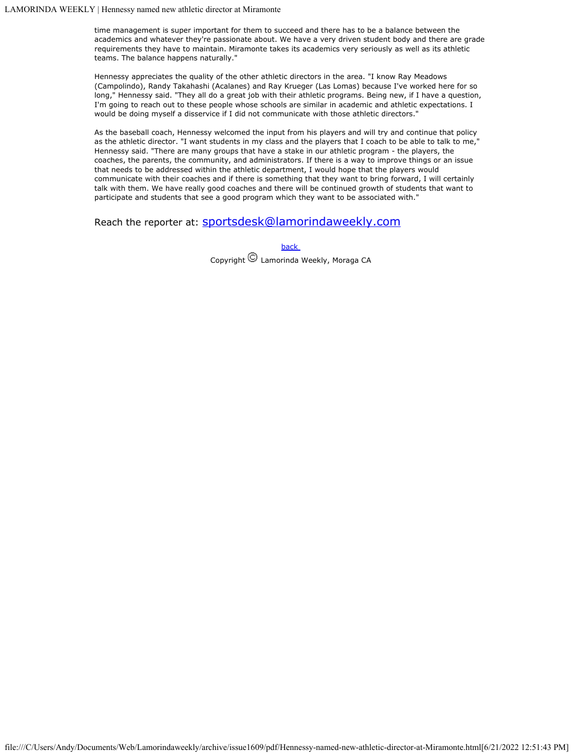time management is super important for them to succeed and there has to be a balance between the academics and whatever they're passionate about. We have a very driven student body and there are grade requirements they have to maintain. Miramonte takes its academics very seriously as well as its athletic teams. The balance happens naturally."

Hennessy appreciates the quality of the other athletic directors in the area. "I know Ray Meadows (Campolindo), Randy Takahashi (Acalanes) and Ray Krueger (Las Lomas) because I've worked here for so long," Hennessy said. "They all do a great job with their athletic programs. Being new, if I have a question, I'm going to reach out to these people whose schools are similar in academic and athletic expectations. I would be doing myself a disservice if I did not communicate with those athletic directors."

As the baseball coach, Hennessy welcomed the input from his players and will try and continue that policy as the athletic director. "I want students in my class and the players that I coach to be able to talk to me," Hennessy said. "There are many groups that have a stake in our athletic program - the players, the coaches, the parents, the community, and administrators. If there is a way to improve things or an issue that needs to be addressed within the athletic department, I would hope that the players would communicate with their coaches and if there is something that they want to bring forward, I will certainly talk with them. We have really good coaches and there will be continued growth of students that want to participate and students that see a good program which they want to be associated with."

Reach the reporter at: sportsdesk@lamorindaweekly.com

back

Copyright © Lamorinda Weekly, Moraga CA